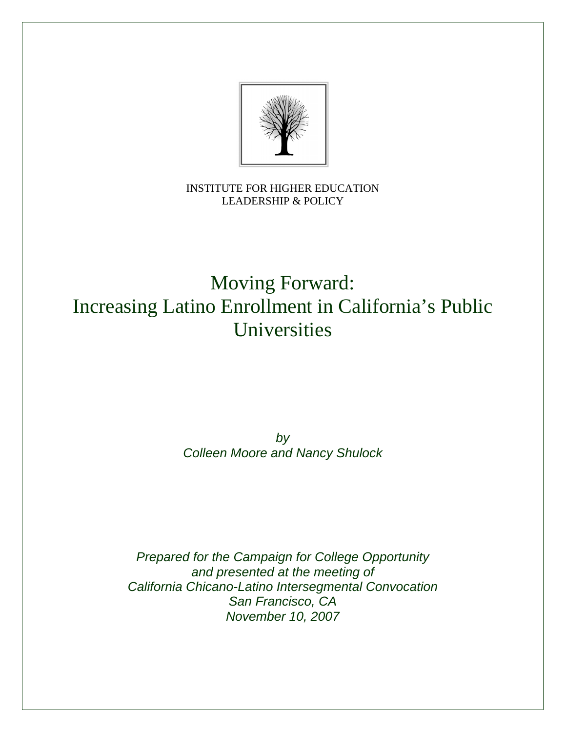INSTITUTE FOR HIGHER EDUCATION
LEADERSHIP & POLICY

# Moving Forward:
# Increasing Latino Enrollment in California's Public Universities

*by*
*Colleen Moore and Nancy Shulock*

*Prepared for the Campaign for College Opportunity*
*and presented at the meeting of*
*California Chicano-Latino Intersegmental Convocation*
*San Francisco, CA*
*November 10, 2007*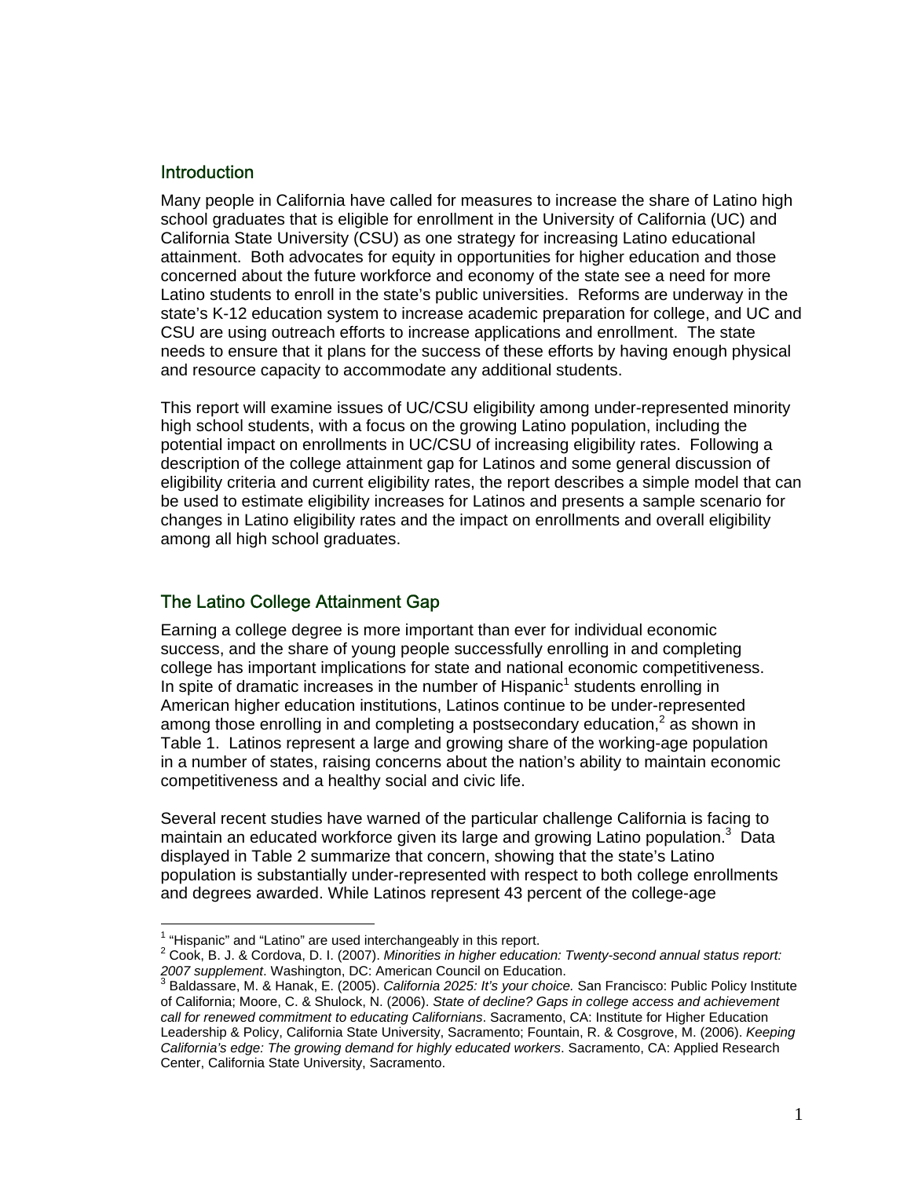## Introduction

Many people in California have called for measures to increase the share of Latino high school graduates that is eligible for enrollment in the University of California (UC) and California State University (CSU) as one strategy for increasing Latino educational attainment. Both advocates for equity in opportunities for higher education and those concerned about the future workforce and economy of the state see a need for more Latino students to enroll in the state's public universities. Reforms are underway in the state's K-12 education system to increase academic preparation for college, and UC and CSU are using outreach efforts to increase applications and enrollment. The state needs to ensure that it plans for the success of these efforts by having enough physical and resource capacity to accommodate any additional students.

This report will examine issues of UC/CSU eligibility among under-represented minority high school students, with a focus on the growing Latino population, including the potential impact on enrollments in UC/CSU of increasing eligibility rates. Following a description of the college attainment gap for Latinos and some general discussion of eligibility criteria and current eligibility rates, the report describes a simple model that can be used to estimate eligibility increases for Latinos and presents a sample scenario for changes in Latino eligibility rates and the impact on enrollments and overall eligibility among all high school graduates.

## The Latino College Attainment Gap

Earning a college degree is more important than ever for individual economic success, and the share of young people successfully enrolling in and completing college has important implications for state and national economic competitiveness. In spite of dramatic increases in the number of Hispanic[1] students enrolling in American higher education institutions, Latinos continue to be under-represented among those enrolling in and completing a postsecondary education,[2] as shown in Table 1. Latinos represent a large and growing share of the working-age population in a number of states, raising concerns about the nation's ability to maintain economic competitiveness and a healthy social and civic life.

Several recent studies have warned of the particular challenge California is facing to maintain an educated workforce given its large and growing Latino population.[3] Data displayed in Table 2 summarize that concern, showing that the state's Latino population is substantially under-represented with respect to both college enrollments and degrees awarded. While Latinos represent 43 percent of the college-age

---

[1] "Hispanic" and "Latino" are used interchangeably in this report.

[2] Cook, B. J. & Cordova, D. I. (2007). *Minorities in higher education: Twenty-second annual status report: 2007 supplement*. Washington, DC: American Council on Education.

[3] Baldassare, M. & Hanak, E. (2005). *California 2025: It's your choice.* San Francisco: Public Policy Institute of California; Moore, C. & Shulock, N. (2006). *State of decline? Gaps in college access and achievement call for renewed commitment to educating Californians*. Sacramento, CA: Institute for Higher Education Leadership & Policy, California State University, Sacramento; Fountain, R. & Cosgrove, M. (2006). *Keeping California's edge: The growing demand for highly educated workers*. Sacramento, CA: Applied Research Center, California State University, Sacramento.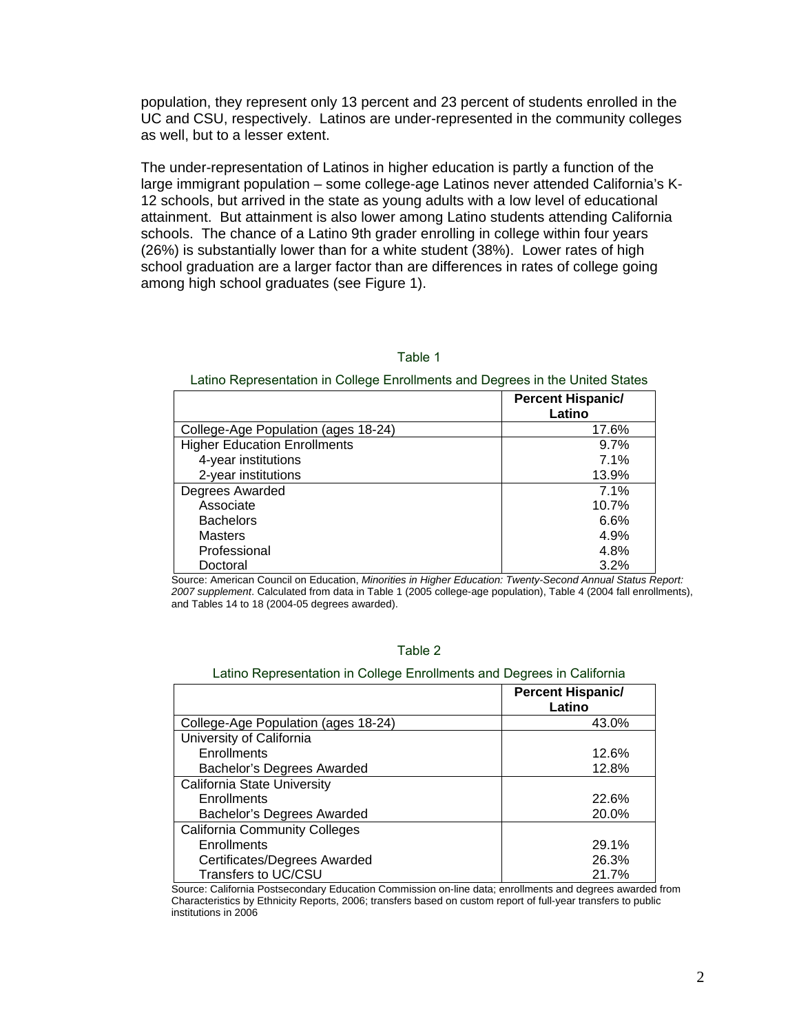population, they represent only 13 percent and 23 percent of students enrolled in the UC and CSU, respectively. Latinos are under-represented in the community colleges as well, but to a lesser extent.

The under-representation of Latinos in higher education is partly a function of the large immigrant population – some college-age Latinos never attended California's K-12 schools, but arrived in the state as young adults with a low level of educational attainment. But attainment is also lower among Latino students attending California schools. The chance of a Latino 9th grader enrolling in college within four years (26%) is substantially lower than for a white student (38%). Lower rates of high school graduation are a larger factor than are differences in rates of college going among high school graduates (see Figure 1).

Table 1

Latino Representation in College Enrollments and Degrees in the United States

| | Percent Hispanic/ Latino |
|---|---|
| College-Age Population (ages 18-24) | 17.6% |
| Higher Education Enrollments | 9.7% |
| 4-year institutions | 7.1% |
| 2-year institutions | 13.9% |
| Degrees Awarded | 7.1% |
| Associate | 10.7% |
| Bachelors | 6.6% |
| Masters | 4.9% |
| Professional | 4.8% |
| Doctoral | 3.2% |

Source: American Council on Education, *Minorities in Higher Education: Twenty-Second Annual Status Report: 2007 supplement*. Calculated from data in Table 1 (2005 college-age population), Table 4 (2004 fall enrollments), and Tables 14 to 18 (2004-05 degrees awarded).

Table 2

Latino Representation in College Enrollments and Degrees in California

| | Percent Hispanic/ Latino |
|---|---|
| College-Age Population (ages 18-24) | 43.0% |
| University of California | |
| Enrollments | 12.6% |
| Bachelor's Degrees Awarded | 12.8% |
| California State University | |
| Enrollments | 22.6% |
| Bachelor's Degrees Awarded | 20.0% |
| California Community Colleges | |
| Enrollments | 29.1% |
| Certificates/Degrees Awarded | 26.3% |
| Transfers to UC/CSU | 21.7% |

Source: California Postsecondary Education Commission on-line data; enrollments and degrees awarded from Characteristics by Ethnicity Reports, 2006; transfers based on custom report of full-year transfers to public institutions in 2006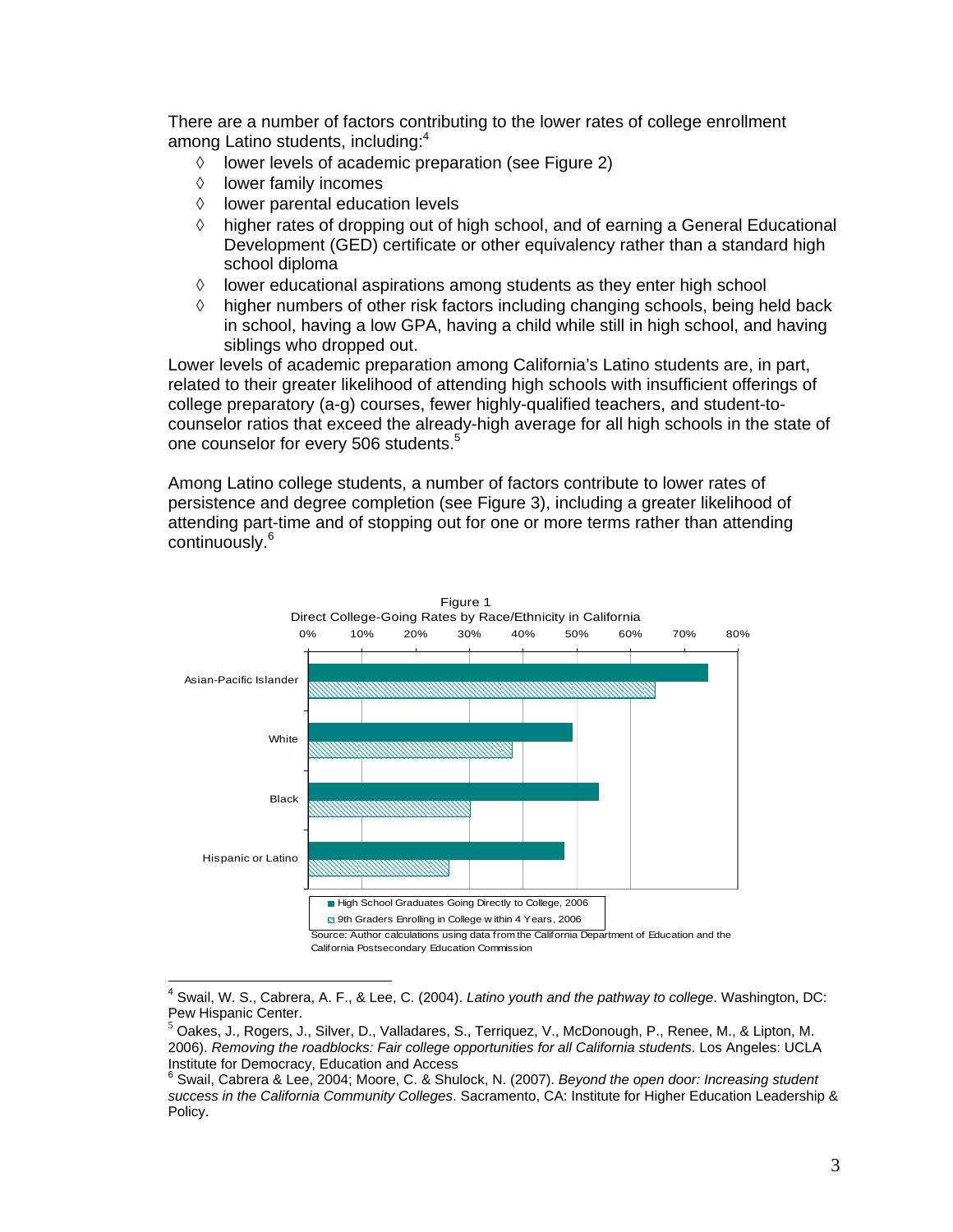There are a number of factors contributing to the lower rates of college enrollment among Latino students, including:[4]

- lower levels of academic preparation (see Figure 2)
- lower family incomes
- lower parental education levels
- higher rates of dropping out of high school, and of earning a General Educational Development (GED) certificate or other equivalency rather than a standard high school diploma
- lower educational aspirations among students as they enter high school
- higher numbers of other risk factors including changing schools, being held back in school, having a low GPA, having a child while still in high school, and having siblings who dropped out.

Lower levels of academic preparation among California's Latino students are, in part, related to their greater likelihood of attending high schools with insufficient offerings of college preparatory (a-g) courses, fewer highly-qualified teachers, and student-to-counselor ratios that exceed the already-high average for all high schools in the state of one counselor for every 506 students.[5]

Among Latino college students, a number of factors contribute to lower rates of persistence and degree completion (see Figure 3), including a greater likelihood of attending part-time and of stopping out for one or more terms rather than attending continuously.[6]

Figure 1
Direct College-Going Rates by Race/Ethnicity in California

| | High School Graduates Going Directly to College, 2006 | 9th Graders Enrolling in College within 4 Years, 2006 |
|---|---|---|
| Asian-Pacific Islander | ~74% | ~65% |
| White | ~49% | ~38% |
| Black | ~54% | ~30% |
| Hispanic or Latino | ~48% | ~26% |

Source: Author calculations using data from the California Department of Education and the California Postsecondary Education Commission

---

[4] Swail, W. S., Cabrera, A. F., & Lee, C. (2004). *Latino youth and the pathway to college*. Washington, DC: Pew Hispanic Center.

[5] Oakes, J., Rogers, J., Silver, D., Valladares, S., Terriquez, V., McDonough, P., Renee, M., & Lipton, M. 2006). *Removing the roadblocks: Fair college opportunities for all California students*. Los Angeles: UCLA Institute for Democracy, Education and Access

[6] Swail, Cabrera & Lee, 2004; Moore, C. & Shulock, N. (2007). *Beyond the open door: Increasing student success in the California Community Colleges*. Sacramento, CA: Institute for Higher Education Leadership & Policy.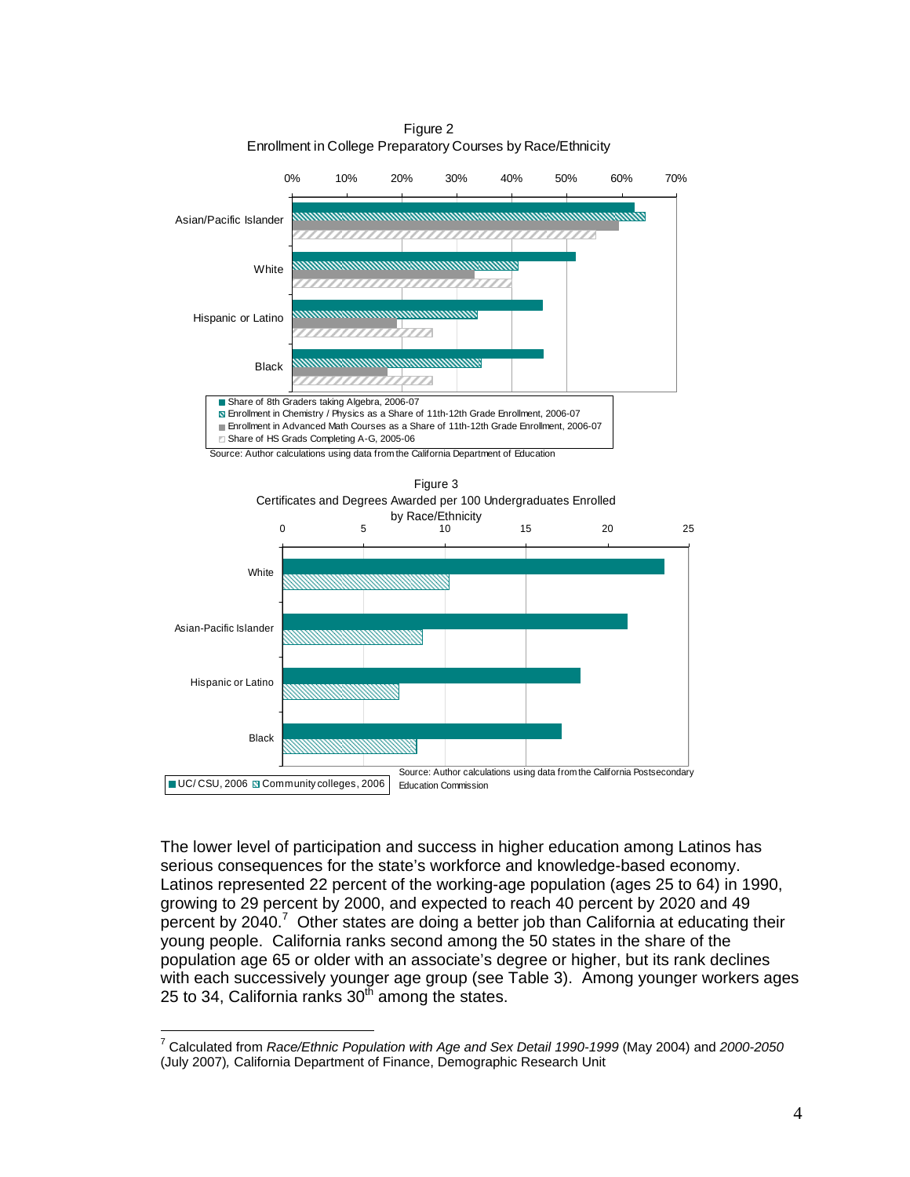Figure 2
Enrollment in College Preparatory Courses by Race/Ethnicity

- Share of 8th Graders taking Algebra, 2006-07
- Enrollment in Chemistry / Physics as a Share of 11th-12th Grade Enrollment, 2006-07
- Enrollment in Advanced Math Courses as a Share of 11th-12th Grade Enrollment, 2006-07
- Share of HS Grads Completing A-G, 2005-06

Source: Author calculations using data from the California Department of Education

Figure 3
Certificates and Degrees Awarded per 100 Undergraduates Enrolled by Race/Ethnicity

- UC/ CSU, 2006
- Community colleges, 2006

Source: Author calculations using data from the California Postsecondary Education Commission

The lower level of participation and success in higher education among Latinos has serious consequences for the state's workforce and knowledge-based economy. Latinos represented 22 percent of the working-age population (ages 25 to 64) in 1990, growing to 29 percent by 2000, and expected to reach 40 percent by 2020 and 49 percent by 2040.[7] Other states are doing a better job than California at educating their young people. California ranks second among the 50 states in the share of the population age 65 or older with an associate's degree or higher, but its rank declines with each successively younger age group (see Table 3). Among younger workers ages 25 to 34, California ranks 30th among the states.

[7] Calculated from *Race/Ethnic Population with Age and Sex Detail 1990-1999* (May 2004) and *2000-2050* (July 2007), California Department of Finance, Demographic Research Unit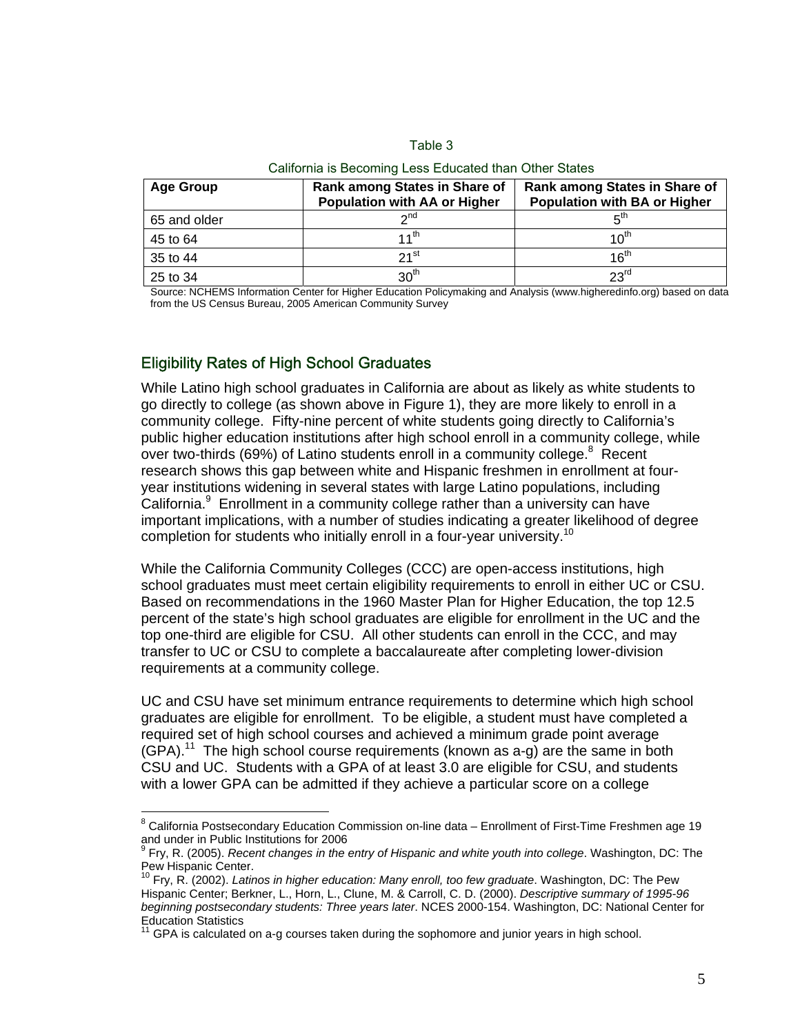Table 3

California is Becoming Less Educated than Other States

| Age Group | Rank among States in Share of Population with AA or Higher | Rank among States in Share of Population with BA or Higher |
|---|---|---|
| 65 and older | 2nd | 5th |
| 45 to 64 | 11th | 10th |
| 35 to 44 | 21st | 16th |
| 25 to 34 | 30th | 23rd |

Source: NCHEMS Information Center for Higher Education Policymaking and Analysis (www.higheredinfo.org) based on data from the US Census Bureau, 2005 American Community Survey

## Eligibility Rates of High School Graduates

While Latino high school graduates in California are about as likely as white students to go directly to college (as shown above in Figure 1), they are more likely to enroll in a community college. Fifty-nine percent of white students going directly to California's public higher education institutions after high school enroll in a community college, while over two-thirds (69%) of Latino students enroll in a community college.[8] Recent research shows this gap between white and Hispanic freshmen in enrollment at four-year institutions widening in several states with large Latino populations, including California.[9] Enrollment in a community college rather than a university can have important implications, with a number of studies indicating a greater likelihood of degree completion for students who initially enroll in a four-year university.[10]

While the California Community Colleges (CCC) are open-access institutions, high school graduates must meet certain eligibility requirements to enroll in either UC or CSU. Based on recommendations in the 1960 Master Plan for Higher Education, the top 12.5 percent of the state's high school graduates are eligible for enrollment in the UC and the top one-third are eligible for CSU. All other students can enroll in the CCC, and may transfer to UC or CSU to complete a baccalaureate after completing lower-division requirements at a community college.

UC and CSU have set minimum entrance requirements to determine which high school graduates are eligible for enrollment. To be eligible, a student must have completed a required set of high school courses and achieved a minimum grade point average (GPA).[11] The high school course requirements (known as a-g) are the same in both CSU and UC. Students with a GPA of at least 3.0 are eligible for CSU, and students with a lower GPA can be admitted if they achieve a particular score on a college

---

[8] California Postsecondary Education Commission on-line data – Enrollment of First-Time Freshmen age 19 and under in Public Institutions for 2006

[9] Fry, R. (2005). *Recent changes in the entry of Hispanic and white youth into college*. Washington, DC: The Pew Hispanic Center.

[10] Fry, R. (2002). *Latinos in higher education: Many enroll, too few graduate*. Washington, DC: The Pew Hispanic Center; Berkner, L., Horn, L., Clune, M. & Carroll, C. D. (2000). *Descriptive summary of 1995-96 beginning postsecondary students: Three years later*. NCES 2000-154. Washington, DC: National Center for Education Statistics

[11] GPA is calculated on a-g courses taken during the sophomore and junior years in high school.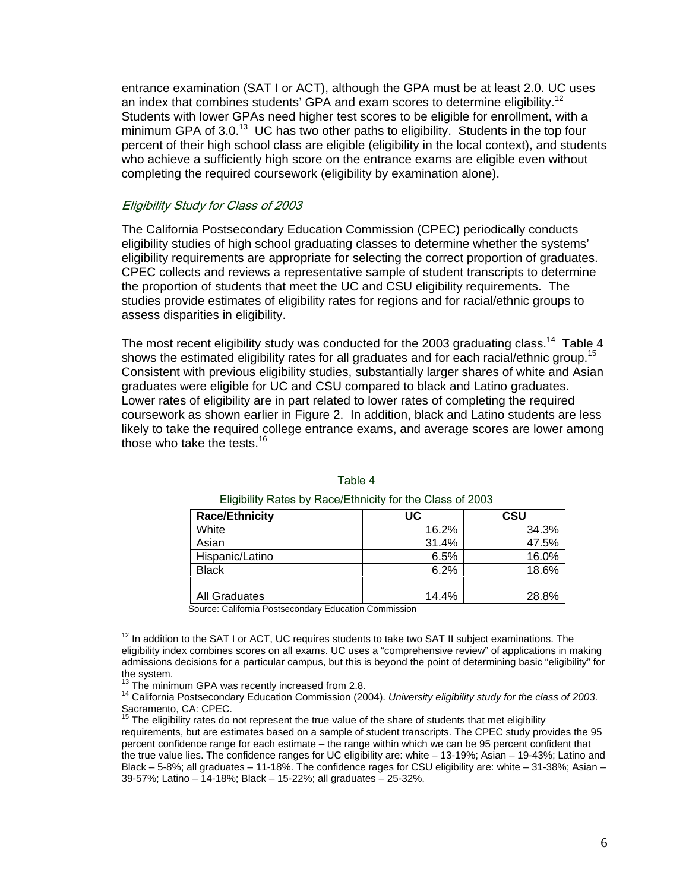entrance examination (SAT I or ACT), although the GPA must be at least 2.0. UC uses an index that combines students' GPA and exam scores to determine eligibility.[12] Students with lower GPAs need higher test scores to be eligible for enrollment, with a minimum GPA of 3.0.[13] UC has two other paths to eligibility. Students in the top four percent of their high school class are eligible (eligibility in the local context), and students who achieve a sufficiently high score on the entrance exams are eligible even without completing the required coursework (eligibility by examination alone).

### *Eligibility Study for Class of 2003*

The California Postsecondary Education Commission (CPEC) periodically conducts eligibility studies of high school graduating classes to determine whether the systems' eligibility requirements are appropriate for selecting the correct proportion of graduates. CPEC collects and reviews a representative sample of student transcripts to determine the proportion of students that meet the UC and CSU eligibility requirements. The studies provide estimates of eligibility rates for regions and for racial/ethnic groups to assess disparities in eligibility.

The most recent eligibility study was conducted for the 2003 graduating class.[14] Table 4 shows the estimated eligibility rates for all graduates and for each racial/ethnic group.[15] Consistent with previous eligibility studies, substantially larger shares of white and Asian graduates were eligible for UC and CSU compared to black and Latino graduates. Lower rates of eligibility are in part related to lower rates of completing the required coursework as shown earlier in Figure 2. In addition, black and Latino students are less likely to take the required college entrance exams, and average scores are lower among those who take the tests.[16]

Table 4

Eligibility Rates by Race/Ethnicity for the Class of 2003

| Race/Ethnicity | UC | CSU |
|---|---|---|
| White | 16.2% | 34.3% |
| Asian | 31.4% | 47.5% |
| Hispanic/Latino | 6.5% | 16.0% |
| Black | 6.2% | 18.6% |
| All Graduates | 14.4% | 28.8% |

Source: California Postsecondary Education Commission

---

[12] In addition to the SAT I or ACT, UC requires students to take two SAT II subject examinations. The eligibility index combines scores on all exams. UC uses a "comprehensive review" of applications in making admissions decisions for a particular campus, but this is beyond the point of determining basic "eligibility" for the system.

[13] The minimum GPA was recently increased from 2.8.

[14] California Postsecondary Education Commission (2004). *University eligibility study for the class of 2003*. Sacramento, CA: CPEC.

[15] The eligibility rates do not represent the true value of the share of students that met eligibility requirements, but are estimates based on a sample of student transcripts. The CPEC study provides the 95 percent confidence range for each estimate – the range within which we can be 95 percent confident that the true value lies. The confidence ranges for UC eligibility are: white – 13-19%; Asian – 19-43%; Latino and Black – 5-8%; all graduates – 11-18%. The confidence rages for CSU eligibility are: white – 31-38%; Asian – 39-57%; Latino – 14-18%; Black – 15-22%; all graduates – 25-32%.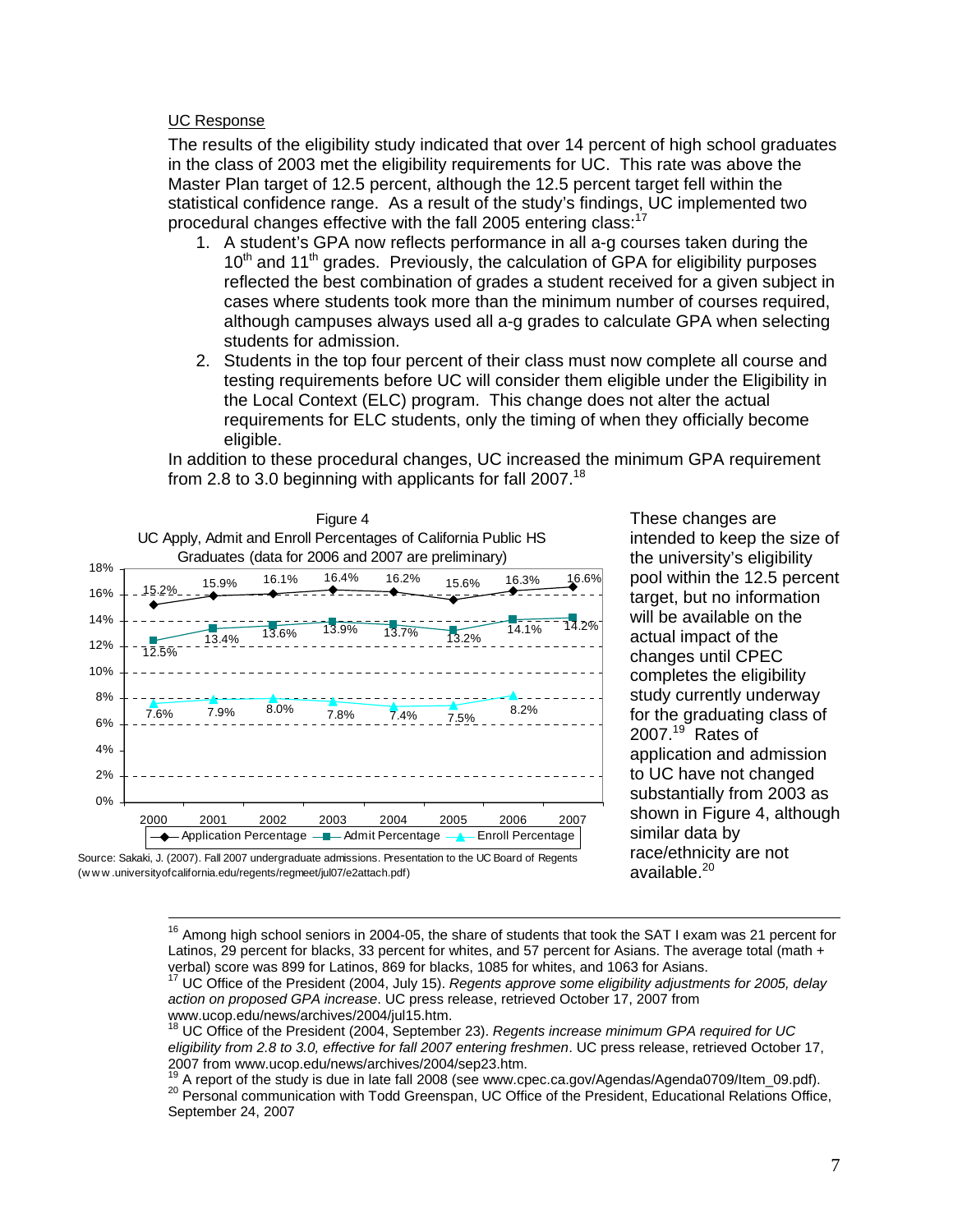UC Response

The results of the eligibility study indicated that over 14 percent of high school graduates in the class of 2003 met the eligibility requirements for UC. This rate was above the Master Plan target of 12.5 percent, although the 12.5 percent target fell within the statistical confidence range. As a result of the study's findings, UC implemented two procedural changes effective with the fall 2005 entering class:[17]

1. A student's GPA now reflects performance in all a-g courses taken during the 10th and 11th grades. Previously, the calculation of GPA for eligibility purposes reflected the best combination of grades a student received for a given subject in cases where students took more than the minimum number of courses required, although campuses always used all a-g grades to calculate GPA when selecting students for admission.
2. Students in the top four percent of their class must now complete all course and testing requirements before UC will consider them eligible under the Eligibility in the Local Context (ELC) program. This change does not alter the actual requirements for ELC students, only the timing of when they officially become eligible.

In addition to these procedural changes, UC increased the minimum GPA requirement from 2.8 to 3.0 beginning with applicants for fall 2007.[18]

Figure 4
UC Apply, Admit and Enroll Percentages of California Public HS Graduates (data for 2006 and 2007 are preliminary)

| Year | Application Percentage | Admit Percentage | Enroll Percentage |
| --- | --- | --- | --- |
| 2000 | 15.2% | 12.5% | 7.6% |
| 2001 | 15.9% | 13.4% | 7.9% |
| 2002 | 16.1% | 13.6% | 8.0% |
| 2003 | 16.4% | 13.9% | 7.8% |
| 2004 | 16.2% | 13.7% | 7.4% |
| 2005 | 15.6% | 13.2% | 7.5% |
| 2006 | 16.3% | 14.1% | 8.2% |
| 2007 | 16.6% | 14.2% | |

Source: Sakaki, J. (2007). Fall 2007 undergraduate admissions. Presentation to the UC Board of Regents (www.universityofcalifornia.edu/regents/regmeet/jul07/e2attach.pdf)

These changes are intended to keep the size of the university's eligibility pool within the 12.5 percent target, but no information will be available on the actual impact of the changes until CPEC completes the eligibility study currently underway for the graduating class of 2007.[19] Rates of application and admission to UC have not changed substantially from 2003 as shown in Figure 4, although similar data by race/ethnicity are not available.[20]

---

[16] Among high school seniors in 2004-05, the share of students that took the SAT I exam was 21 percent for Latinos, 29 percent for blacks, 33 percent for whites, and 57 percent for Asians. The average total (math + verbal) score was 899 for Latinos, 869 for blacks, 1085 for whites, and 1063 for Asians.

[17] UC Office of the President (2004, July 15). *Regents approve some eligibility adjustments for 2005, delay action on proposed GPA increase*. UC press release, retrieved October 17, 2007 from www.ucop.edu/news/archives/2004/jul15.htm.

[18] UC Office of the President (2004, September 23). *Regents increase minimum GPA required for UC eligibility from 2.8 to 3.0, effective for fall 2007 entering freshmen*. UC press release, retrieved October 17, 2007 from www.ucop.edu/news/archives/2004/sep23.htm.

[19] A report of the study is due in late fall 2008 (see www.cpec.ca.gov/Agendas/Agenda0709/Item_09.pdf).

[20] Personal communication with Todd Greenspan, UC Office of the President, Educational Relations Office, September 24, 2007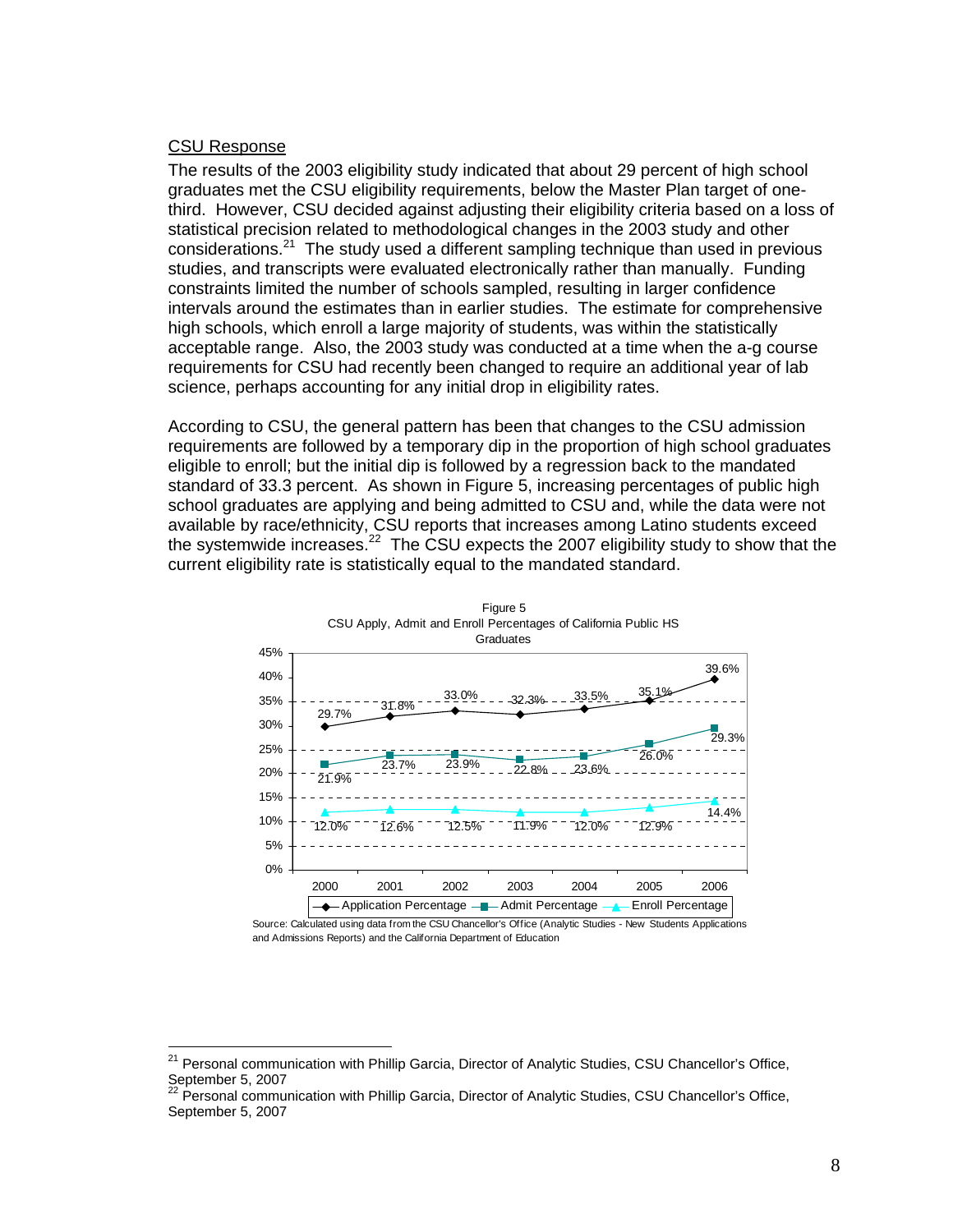CSU Response

The results of the 2003 eligibility study indicated that about 29 percent of high school graduates met the CSU eligibility requirements, below the Master Plan target of one-third. However, CSU decided against adjusting their eligibility criteria based on a loss of statistical precision related to methodological changes in the 2003 study and other considerations.[21] The study used a different sampling technique than used in previous studies, and transcripts were evaluated electronically rather than manually. Funding constraints limited the number of schools sampled, resulting in larger confidence intervals around the estimates than in earlier studies. The estimate for comprehensive high schools, which enroll a large majority of students, was within the statistically acceptable range. Also, the 2003 study was conducted at a time when the a-g course requirements for CSU had recently been changed to require an additional year of lab science, perhaps accounting for any initial drop in eligibility rates.

According to CSU, the general pattern has been that changes to the CSU admission requirements are followed by a temporary dip in the proportion of high school graduates eligible to enroll; but the initial dip is followed by a regression back to the mandated standard of 33.3 percent. As shown in Figure 5, increasing percentages of public high school graduates are applying and being admitted to CSU and, while the data were not available by race/ethnicity, CSU reports that increases among Latino students exceed the systemwide increases.[22] The CSU expects the 2007 eligibility study to show that the current eligibility rate is statistically equal to the mandated standard.

Figure 5
CSU Apply, Admit and Enroll Percentages of California Public HS Graduates

| | 2000 | 2001 | 2002 | 2003 | 2004 | 2005 | 2006 |
|---|---|---|---|---|---|---|---|
| Application Percentage | 29.7% | 31.8% | 33.0% | 32.3% | 33.5% | 35.1% | 39.6% |
| Admit Percentage | 21.9% | 23.7% | 23.9% | 22.8% | 23.6% | 26.0% | 29.3% |
| Enroll Percentage | 12.0% | 12.6% | 12.5% | 11.9% | 12.0% | 12.9% | 14.4% |

Source: Calculated using data from the CSU Chancellor's Office (Analytic Studies - New Students Applications and Admissions Reports) and the California Department of Education

[21] Personal communication with Phillip Garcia, Director of Analytic Studies, CSU Chancellor's Office, September 5, 2007

[22] Personal communication with Phillip Garcia, Director of Analytic Studies, CSU Chancellor's Office, September 5, 2007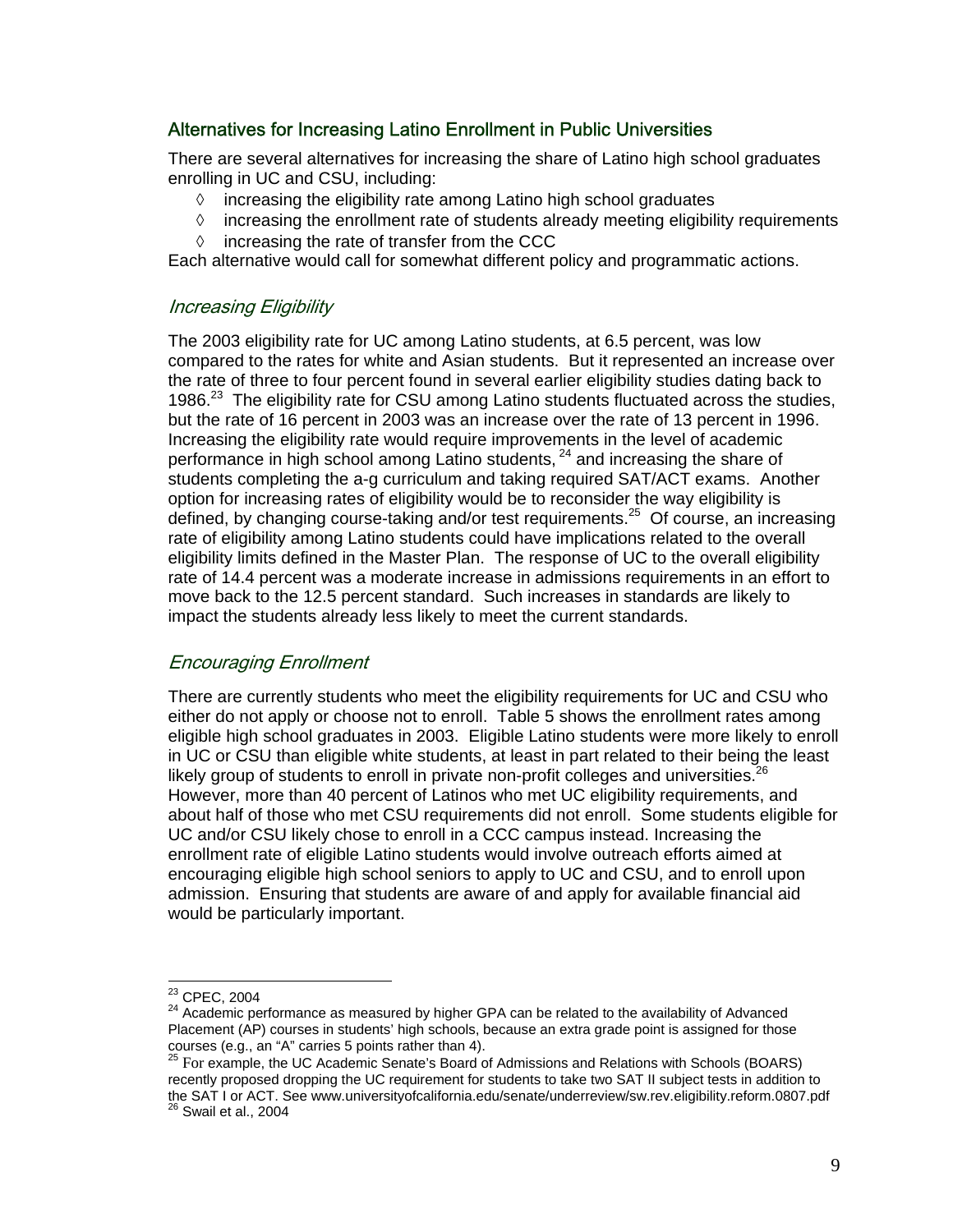## Alternatives for Increasing Latino Enrollment in Public Universities

There are several alternatives for increasing the share of Latino high school graduates enrolling in UC and CSU, including:

- ◊ increasing the eligibility rate among Latino high school graduates
- ◊ increasing the enrollment rate of students already meeting eligibility requirements
- ◊ increasing the rate of transfer from the CCC

Each alternative would call for somewhat different policy and programmatic actions.

### *Increasing Eligibility*

The 2003 eligibility rate for UC among Latino students, at 6.5 percent, was low compared to the rates for white and Asian students. But it represented an increase over the rate of three to four percent found in several earlier eligibility studies dating back to 1986.[23] The eligibility rate for CSU among Latino students fluctuated across the studies, but the rate of 16 percent in 2003 was an increase over the rate of 13 percent in 1996. Increasing the eligibility rate would require improvements in the level of academic performance in high school among Latino students, [24] and increasing the share of students completing the a-g curriculum and taking required SAT/ACT exams. Another option for increasing rates of eligibility would be to reconsider the way eligibility is defined, by changing course-taking and/or test requirements.[25] Of course, an increasing rate of eligibility among Latino students could have implications related to the overall eligibility limits defined in the Master Plan. The response of UC to the overall eligibility rate of 14.4 percent was a moderate increase in admissions requirements in an effort to move back to the 12.5 percent standard. Such increases in standards are likely to impact the students already less likely to meet the current standards.

### *Encouraging Enrollment*

There are currently students who meet the eligibility requirements for UC and CSU who either do not apply or choose not to enroll. Table 5 shows the enrollment rates among eligible high school graduates in 2003. Eligible Latino students were more likely to enroll in UC or CSU than eligible white students, at least in part related to their being the least likely group of students to enroll in private non-profit colleges and universities.[26] However, more than 40 percent of Latinos who met UC eligibility requirements, and about half of those who met CSU requirements did not enroll. Some students eligible for UC and/or CSU likely chose to enroll in a CCC campus instead. Increasing the enrollment rate of eligible Latino students would involve outreach efforts aimed at encouraging eligible high school seniors to apply to UC and CSU, and to enroll upon admission. Ensuring that students are aware of and apply for available financial aid would be particularly important.

---

[23] CPEC, 2004

[24] Academic performance as measured by higher GPA can be related to the availability of Advanced Placement (AP) courses in students' high schools, because an extra grade point is assigned for those courses (e.g., an "A" carries 5 points rather than 4).

[25] For example, the UC Academic Senate's Board of Admissions and Relations with Schools (BOARS) recently proposed dropping the UC requirement for students to take two SAT II subject tests in addition to the SAT I or ACT. See www.universityofcalifornia.edu/senate/underreview/sw.rev.eligibility.reform.0807.pdf

[26] Swail et al., 2004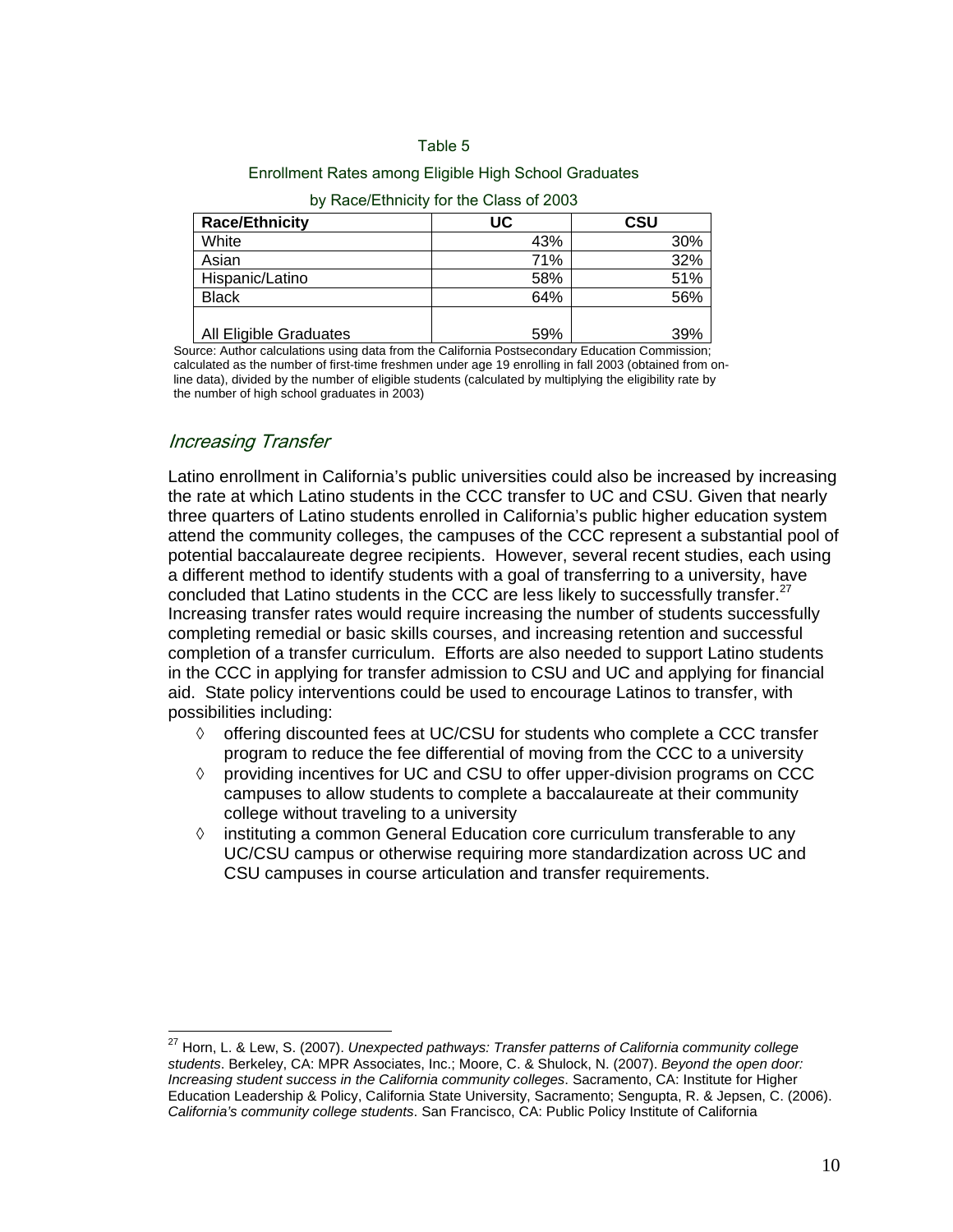Table 5

Enrollment Rates among Eligible High School Graduates

by Race/Ethnicity for the Class of 2003

| Race/Ethnicity | UC | CSU |
|---|---|---|
| White | 43% | 30% |
| Asian | 71% | 32% |
| Hispanic/Latino | 58% | 51% |
| Black | 64% | 56% |
| All Eligible Graduates | 59% | 39% |

Source: Author calculations using data from the California Postsecondary Education Commission; calculated as the number of first-time freshmen under age 19 enrolling in fall 2003 (obtained from on-line data), divided by the number of eligible students (calculated by multiplying the eligibility rate by the number of high school graduates in 2003)

## *Increasing Transfer*

Latino enrollment in California's public universities could also be increased by increasing the rate at which Latino students in the CCC transfer to UC and CSU. Given that nearly three quarters of Latino students enrolled in California's public higher education system attend the community colleges, the campuses of the CCC represent a substantial pool of potential baccalaureate degree recipients. However, several recent studies, each using a different method to identify students with a goal of transferring to a university, have concluded that Latino students in the CCC are less likely to successfully transfer.[27] Increasing transfer rates would require increasing the number of students successfully completing remedial or basic skills courses, and increasing retention and successful completion of a transfer curriculum. Efforts are also needed to support Latino students in the CCC in applying for transfer admission to CSU and UC and applying for financial aid. State policy interventions could be used to encourage Latinos to transfer, with possibilities including:

- offering discounted fees at UC/CSU for students who complete a CCC transfer program to reduce the fee differential of moving from the CCC to a university
- providing incentives for UC and CSU to offer upper-division programs on CCC campuses to allow students to complete a baccalaureate at their community college without traveling to a university
- instituting a common General Education core curriculum transferable to any UC/CSU campus or otherwise requiring more standardization across UC and CSU campuses in course articulation and transfer requirements.

[27] Horn, L. & Lew, S. (2007). *Unexpected pathways: Transfer patterns of California community college students*. Berkeley, CA: MPR Associates, Inc.; Moore, C. & Shulock, N. (2007). *Beyond the open door: Increasing student success in the California community colleges*. Sacramento, CA: Institute for Higher Education Leadership & Policy, California State University, Sacramento; Sengupta, R. & Jepsen, C. (2006). *California's community college students*. San Francisco, CA: Public Policy Institute of California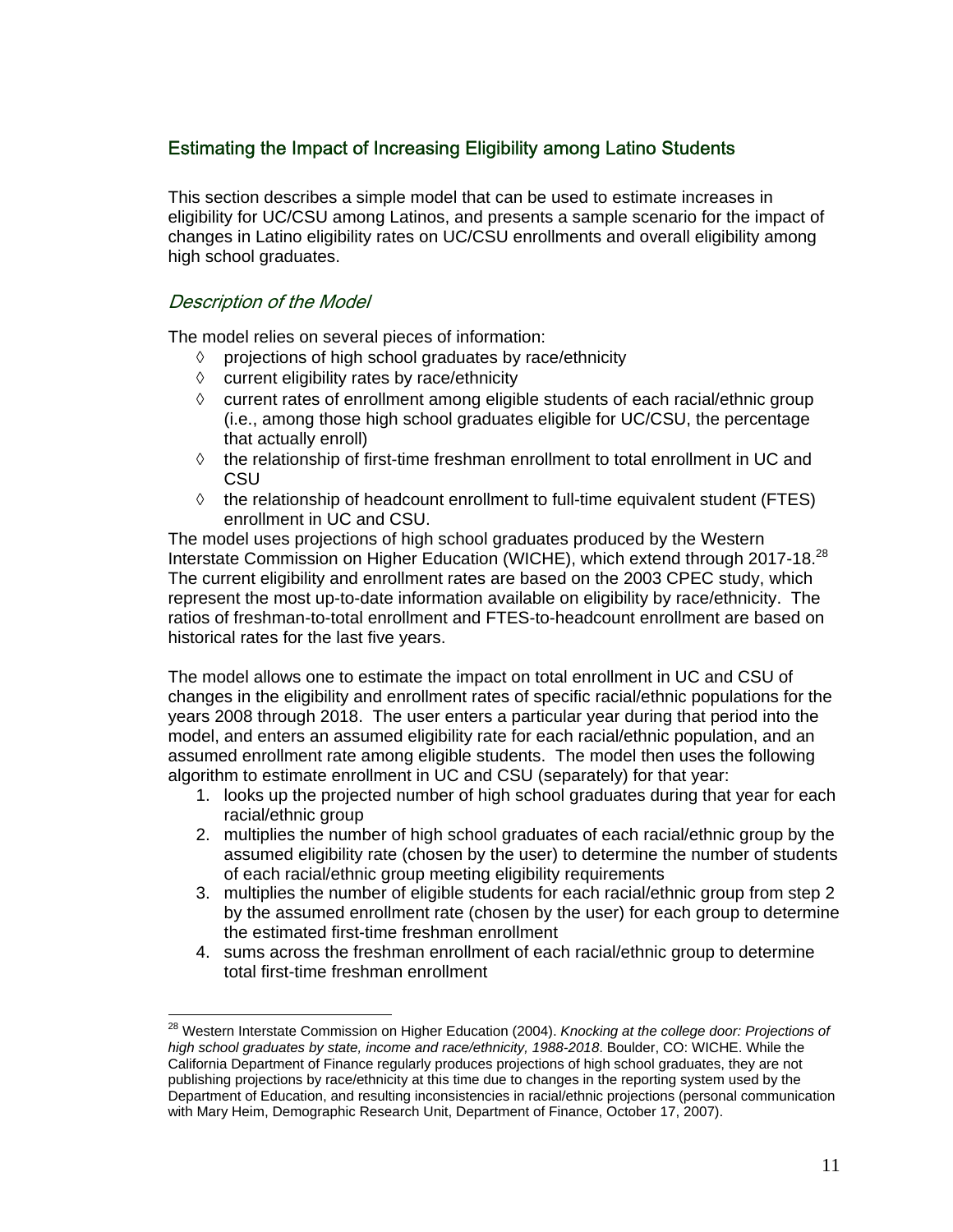## Estimating the Impact of Increasing Eligibility among Latino Students

This section describes a simple model that can be used to estimate increases in eligibility for UC/CSU among Latinos, and presents a sample scenario for the impact of changes in Latino eligibility rates on UC/CSU enrollments and overall eligibility among high school graduates.

### *Description of the Model*

The model relies on several pieces of information:

- ◊ projections of high school graduates by race/ethnicity
- ◊ current eligibility rates by race/ethnicity
- ◊ current rates of enrollment among eligible students of each racial/ethnic group (i.e., among those high school graduates eligible for UC/CSU, the percentage that actually enroll)
- ◊ the relationship of first-time freshman enrollment to total enrollment in UC and CSU
- ◊ the relationship of headcount enrollment to full-time equivalent student (FTES) enrollment in UC and CSU.

The model uses projections of high school graduates produced by the Western Interstate Commission on Higher Education (WICHE), which extend through 2017-18.[28] The current eligibility and enrollment rates are based on the 2003 CPEC study, which represent the most up-to-date information available on eligibility by race/ethnicity. The ratios of freshman-to-total enrollment and FTES-to-headcount enrollment are based on historical rates for the last five years.

The model allows one to estimate the impact on total enrollment in UC and CSU of changes in the eligibility and enrollment rates of specific racial/ethnic populations for the years 2008 through 2018. The user enters a particular year during that period into the model, and enters an assumed eligibility rate for each racial/ethnic population, and an assumed enrollment rate among eligible students. The model then uses the following algorithm to estimate enrollment in UC and CSU (separately) for that year:

1. looks up the projected number of high school graduates during that year for each racial/ethnic group
2. multiplies the number of high school graduates of each racial/ethnic group by the assumed eligibility rate (chosen by the user) to determine the number of students of each racial/ethnic group meeting eligibility requirements
3. multiplies the number of eligible students for each racial/ethnic group from step 2 by the assumed enrollment rate (chosen by the user) for each group to determine the estimated first-time freshman enrollment
4. sums across the freshman enrollment of each racial/ethnic group to determine total first-time freshman enrollment

---

[28] Western Interstate Commission on Higher Education (2004). *Knocking at the college door: Projections of high school graduates by state, income and race/ethnicity, 1988-2018*. Boulder, CO: WICHE. While the California Department of Finance regularly produces projections of high school graduates, they are not publishing projections by race/ethnicity at this time due to changes in the reporting system used by the Department of Education, and resulting inconsistencies in racial/ethnic projections (personal communication with Mary Heim, Demographic Research Unit, Department of Finance, October 17, 2007).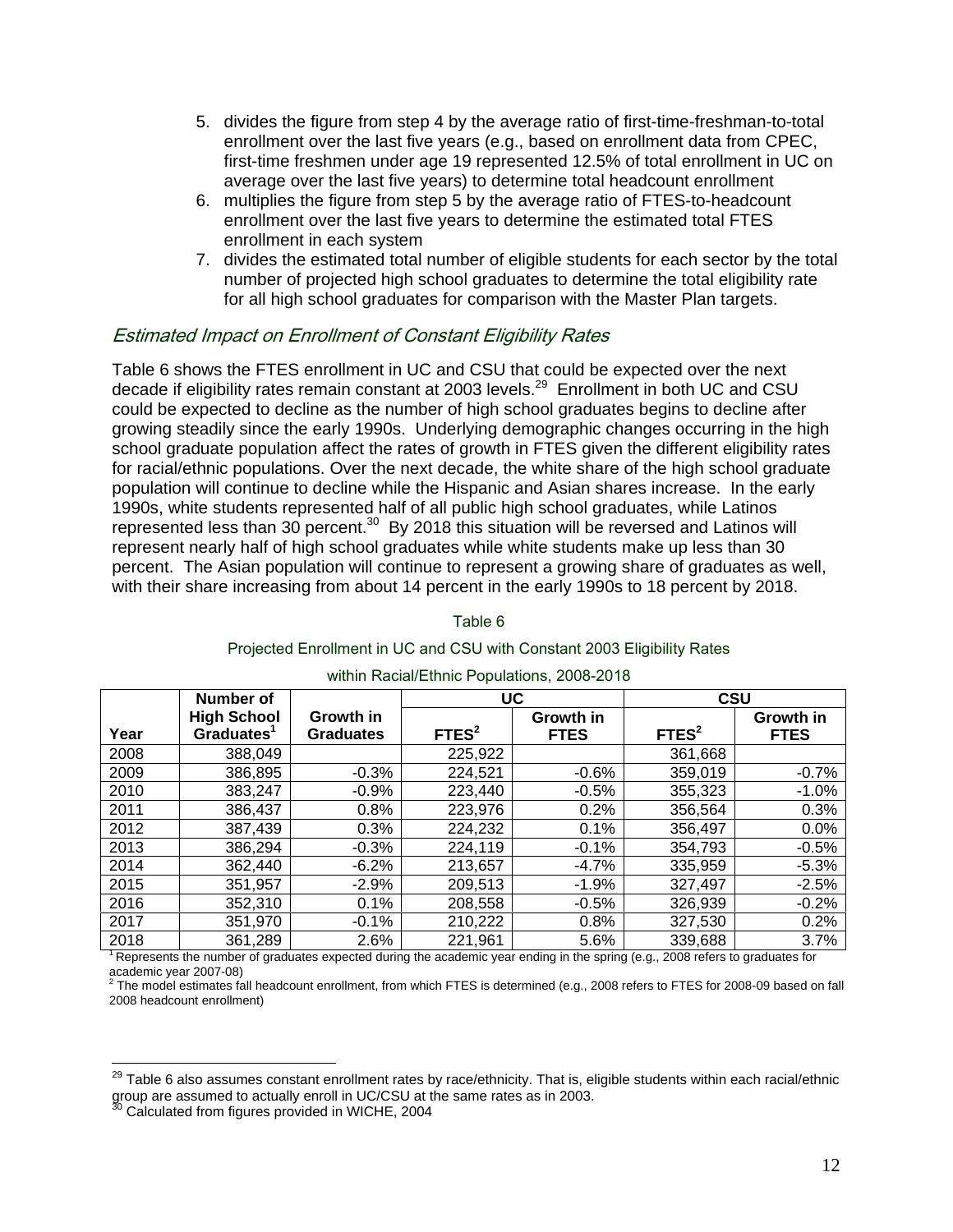5. divides the figure from step 4 by the average ratio of first-time-freshman-to-total enrollment over the last five years (e.g., based on enrollment data from CPEC, first-time freshmen under age 19 represented 12.5% of total enrollment in UC on average over the last five years) to determine total headcount enrollment
6. multiplies the figure from step 5 by the average ratio of FTES-to-headcount enrollment over the last five years to determine the estimated total FTES enrollment in each system
7. divides the estimated total number of eligible students for each sector by the total number of projected high school graduates to determine the total eligibility rate for all high school graduates for comparison with the Master Plan targets.

## *Estimated Impact on Enrollment of Constant Eligibility Rates*

Table 6 shows the FTES enrollment in UC and CSU that could be expected over the next decade if eligibility rates remain constant at 2003 levels.[29] Enrollment in both UC and CSU could be expected to decline as the number of high school graduates begins to decline after growing steadily since the early 1990s. Underlying demographic changes occurring in the high school graduate population affect the rates of growth in FTES given the different eligibility rates for racial/ethnic populations. Over the next decade, the white share of the high school graduate population will continue to decline while the Hispanic and Asian shares increase. In the early 1990s, white students represented half of all public high school graduates, while Latinos represented less than 30 percent.[30] By 2018 this situation will be reversed and Latinos will represent nearly half of high school graduates while white students make up less than 30 percent. The Asian population will continue to represent a growing share of graduates as well, with their share increasing from about 14 percent in the early 1990s to 18 percent by 2018.

Table 6

Projected Enrollment in UC and CSU with Constant 2003 Eligibility Rates within Racial/Ethnic Populations, 2008-2018

| | | | **UC** | | **CSU** | |
|---|---|---|---|---|---|---|
| **Year** | **Number of High School Graduates[1]** | **Growth in Graduates** | **FTES[2]** | **Growth in FTES** | **FTES[2]** | **Growth in FTES** |
| 2008 | 388,049 | | 225,922 | | 361,668 | |
| 2009 | 386,895 | -0.3% | 224,521 | -0.6% | 359,019 | -0.7% |
| 2010 | 383,247 | -0.9% | 223,440 | -0.5% | 355,323 | -1.0% |
| 2011 | 386,437 | 0.8% | 223,976 | 0.2% | 356,564 | 0.3% |
| 2012 | 387,439 | 0.3% | 224,232 | 0.1% | 356,497 | 0.0% |
| 2013 | 386,294 | -0.3% | 224,119 | -0.1% | 354,793 | -0.5% |
| 2014 | 362,440 | -6.2% | 213,657 | -4.7% | 335,959 | -5.3% |
| 2015 | 351,957 | -2.9% | 209,513 | -1.9% | 327,497 | -2.5% |
| 2016 | 352,310 | 0.1% | 208,558 | -0.5% | 326,939 | -0.2% |
| 2017 | 351,970 | -0.1% | 210,222 | 0.8% | 327,530 | 0.2% |
| 2018 | 361,289 | 2.6% | 221,961 | 5.6% | 339,688 | 3.7% |

[1] Represents the number of graduates expected during the academic year ending in the spring (e.g., 2008 refers to graduates for academic year 2007-08)
[2] The model estimates fall headcount enrollment, from which FTES is determined (e.g., 2008 refers to FTES for 2008-09 based on fall 2008 headcount enrollment)

[29] Table 6 also assumes constant enrollment rates by race/ethnicity. That is, eligible students within each racial/ethnic group are assumed to actually enroll in UC/CSU at the same rates as in 2003.
[30] Calculated from figures provided in WICHE, 2004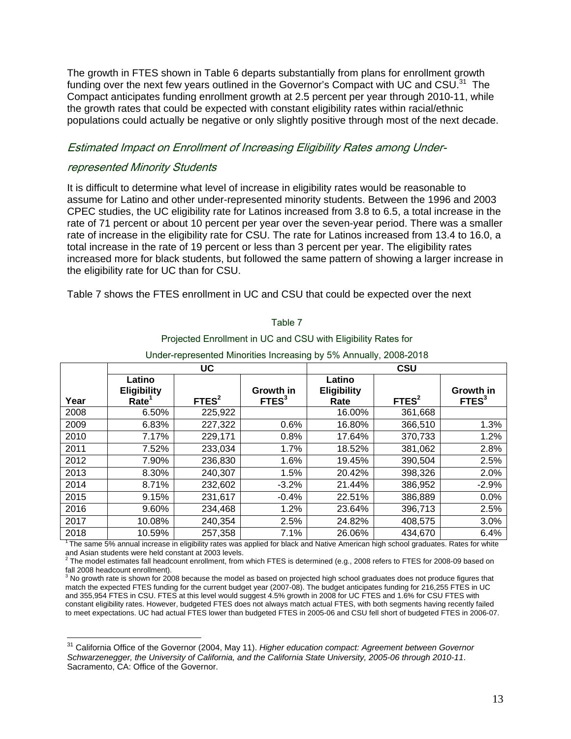The growth in FTES shown in Table 6 departs substantially from plans for enrollment growth funding over the next few years outlined in the Governor's Compact with UC and CSU.[31] The Compact anticipates funding enrollment growth at 2.5 percent per year through 2010-11, while the growth rates that could be expected with constant eligibility rates within racial/ethnic populations could actually be negative or only slightly positive through most of the next decade.

### *Estimated Impact on Enrollment of Increasing Eligibility Rates among Under-represented Minority Students*

It is difficult to determine what level of increase in eligibility rates would be reasonable to assume for Latino and other under-represented minority students. Between the 1996 and 2003 CPEC studies, the UC eligibility rate for Latinos increased from 3.8 to 6.5, a total increase in the rate of 71 percent or about 10 percent per year over the seven-year period. There was a smaller rate of increase in the eligibility rate for CSU. The rate for Latinos increased from 13.4 to 16.0, a total increase in the rate of 19 percent or less than 3 percent per year. The eligibility rates increased more for black students, but followed the same pattern of showing a larger increase in the eligibility rate for UC than for CSU.

Table 7 shows the FTES enrollment in UC and CSU that could be expected over the next

Table 7

Projected Enrollment in UC and CSU with Eligibility Rates for Under-represented Minorities Increasing by 5% Annually, 2008-2018

| | UC | | | CSU | | |
|---|---|---|---|---|---|---|
| Year | Latino Eligibility Rate[1] | FTES[2] | Growth in FTES[3] | Latino Eligibility Rate | FTES[2] | Growth in FTES[3] |
| 2008 | 6.50% | 225,922 | | 16.00% | 361,668 | |
| 2009 | 6.83% | 227,322 | 0.6% | 16.80% | 366,510 | 1.3% |
| 2010 | 7.17% | 229,171 | 0.8% | 17.64% | 370,733 | 1.2% |
| 2011 | 7.52% | 233,034 | 1.7% | 18.52% | 381,062 | 2.8% |
| 2012 | 7.90% | 236,830 | 1.6% | 19.45% | 390,504 | 2.5% |
| 2013 | 8.30% | 240,307 | 1.5% | 20.42% | 398,326 | 2.0% |
| 2014 | 8.71% | 232,602 | -3.2% | 21.44% | 386,952 | -2.9% |
| 2015 | 9.15% | 231,617 | -0.4% | 22.51% | 386,889 | 0.0% |
| 2016 | 9.60% | 234,468 | 1.2% | 23.64% | 396,713 | 2.5% |
| 2017 | 10.08% | 240,354 | 2.5% | 24.82% | 408,575 | 3.0% |
| 2018 | 10.59% | 257,358 | 7.1% | 26.06% | 434,670 | 6.4% |

[1] The same 5% annual increase in eligibility rates was applied for black and Native American high school graduates. Rates for white and Asian students were held constant at 2003 levels.

[2] The model estimates fall headcount enrollment, from which FTES is determined (e.g., 2008 refers to FTES for 2008-09 based on fall 2008 headcount enrollment).

[3] No growth rate is shown for 2008 because the model as based on projected high school graduates does not produce figures that match the expected FTES funding for the current budget year (2007-08). The budget anticipates funding for 216,255 FTES in UC and 355,954 FTES in CSU. FTES at this level would suggest 4.5% growth in 2008 for UC FTES and 1.6% for CSU FTES with constant eligibility rates. However, budgeted FTES does not always match actual FTES, with both segments having recently failed to meet expectations. UC had actual FTES lower than budgeted FTES in 2005-06 and CSU fell short of budgeted FTES in 2006-07.

[31] California Office of the Governor (2004, May 11). *Higher education compact: Agreement between Governor Schwarzenegger, the University of California, and the California State University, 2005-06 through 2010-11*. Sacramento, CA: Office of the Governor.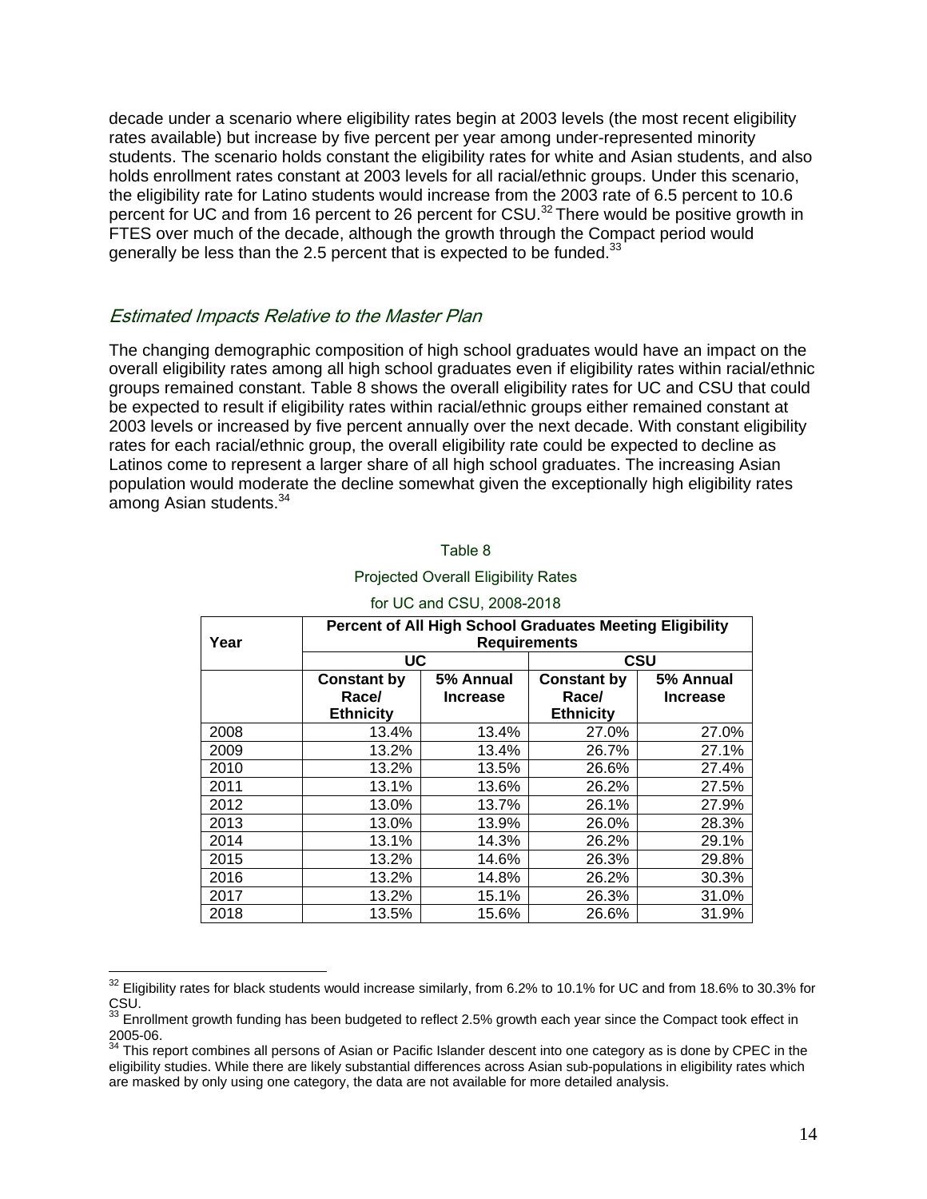decade under a scenario where eligibility rates begin at 2003 levels (the most recent eligibility rates available) but increase by five percent per year among under-represented minority students. The scenario holds constant the eligibility rates for white and Asian students, and also holds enrollment rates constant at 2003 levels for all racial/ethnic groups. Under this scenario, the eligibility rate for Latino students would increase from the 2003 rate of 6.5 percent to 10.6 percent for UC and from 16 percent to 26 percent for CSU.[32] There would be positive growth in FTES over much of the decade, although the growth through the Compact period would generally be less than the 2.5 percent that is expected to be funded.[33]

### *Estimated Impacts Relative to the Master Plan*

The changing demographic composition of high school graduates would have an impact on the overall eligibility rates among all high school graduates even if eligibility rates within racial/ethnic groups remained constant. Table 8 shows the overall eligibility rates for UC and CSU that could be expected to result if eligibility rates within racial/ethnic groups either remained constant at 2003 levels or increased by five percent annually over the next decade. With constant eligibility rates for each racial/ethnic group, the overall eligibility rate could be expected to decline as Latinos come to represent a larger share of all high school graduates. The increasing Asian population would moderate the decline somewhat given the exceptionally high eligibility rates among Asian students.[34]

Table 8

Projected Overall Eligibility Rates

for UC and CSU, 2008-2018

| Year | Percent of All High School Graduates Meeting Eligibility Requirements | | | |
|---|---|---|---|---|
| | **UC** | | **CSU** | |
| | **Constant by Race/ Ethnicity** | **5% Annual Increase** | **Constant by Race/ Ethnicity** | **5% Annual Increase** |
| 2008 | 13.4% | 13.4% | 27.0% | 27.0% |
| 2009 | 13.2% | 13.4% | 26.7% | 27.1% |
| 2010 | 13.2% | 13.5% | 26.6% | 27.4% |
| 2011 | 13.1% | 13.6% | 26.2% | 27.5% |
| 2012 | 13.0% | 13.7% | 26.1% | 27.9% |
| 2013 | 13.0% | 13.9% | 26.0% | 28.3% |
| 2014 | 13.1% | 14.3% | 26.2% | 29.1% |
| 2015 | 13.2% | 14.6% | 26.3% | 29.8% |
| 2016 | 13.2% | 14.8% | 26.2% | 30.3% |
| 2017 | 13.2% | 15.1% | 26.3% | 31.0% |
| 2018 | 13.5% | 15.6% | 26.6% | 31.9% |

[32] Eligibility rates for black students would increase similarly, from 6.2% to 10.1% for UC and from 18.6% to 30.3% for CSU.

[33] Enrollment growth funding has been budgeted to reflect 2.5% growth each year since the Compact took effect in 2005-06.

[34] This report combines all persons of Asian or Pacific Islander descent into one category as is done by CPEC in the eligibility studies. While there are likely substantial differences across Asian sub-populations in eligibility rates which are masked by only using one category, the data are not available for more detailed analysis.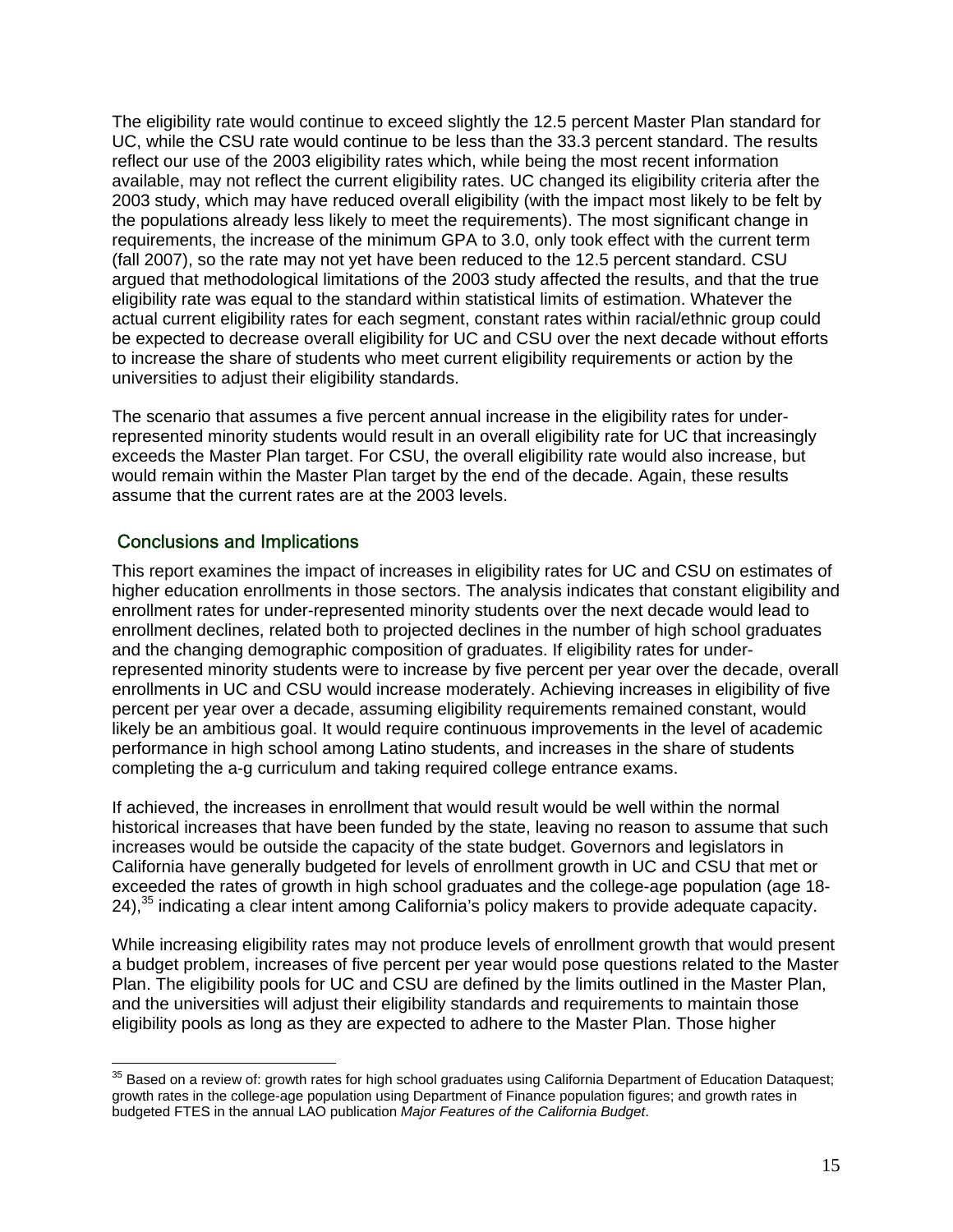The eligibility rate would continue to exceed slightly the 12.5 percent Master Plan standard for UC, while the CSU rate would continue to be less than the 33.3 percent standard. The results reflect our use of the 2003 eligibility rates which, while being the most recent information available, may not reflect the current eligibility rates. UC changed its eligibility criteria after the 2003 study, which may have reduced overall eligibility (with the impact most likely to be felt by the populations already less likely to meet the requirements). The most significant change in requirements, the increase of the minimum GPA to 3.0, only took effect with the current term (fall 2007), so the rate may not yet have been reduced to the 12.5 percent standard. CSU argued that methodological limitations of the 2003 study affected the results, and that the true eligibility rate was equal to the standard within statistical limits of estimation. Whatever the actual current eligibility rates for each segment, constant rates within racial/ethnic group could be expected to decrease overall eligibility for UC and CSU over the next decade without efforts to increase the share of students who meet current eligibility requirements or action by the universities to adjust their eligibility standards.

The scenario that assumes a five percent annual increase in the eligibility rates for under-represented minority students would result in an overall eligibility rate for UC that increasingly exceeds the Master Plan target. For CSU, the overall eligibility rate would also increase, but would remain within the Master Plan target by the end of the decade. Again, these results assume that the current rates are at the 2003 levels.

## Conclusions and Implications

This report examines the impact of increases in eligibility rates for UC and CSU on estimates of higher education enrollments in those sectors. The analysis indicates that constant eligibility and enrollment rates for under-represented minority students over the next decade would lead to enrollment declines, related both to projected declines in the number of high school graduates and the changing demographic composition of graduates. If eligibility rates for under-represented minority students were to increase by five percent per year over the decade, overall enrollments in UC and CSU would increase moderately. Achieving increases in eligibility of five percent per year over a decade, assuming eligibility requirements remained constant, would likely be an ambitious goal. It would require continuous improvements in the level of academic performance in high school among Latino students, and increases in the share of students completing the a-g curriculum and taking required college entrance exams.

If achieved, the increases in enrollment that would result would be well within the normal historical increases that have been funded by the state, leaving no reason to assume that such increases would be outside the capacity of the state budget. Governors and legislators in California have generally budgeted for levels of enrollment growth in UC and CSU that met or exceeded the rates of growth in high school graduates and the college-age population (age 18-24),[35] indicating a clear intent among California's policy makers to provide adequate capacity.

While increasing eligibility rates may not produce levels of enrollment growth that would present a budget problem, increases of five percent per year would pose questions related to the Master Plan. The eligibility pools for UC and CSU are defined by the limits outlined in the Master Plan, and the universities will adjust their eligibility standards and requirements to maintain those eligibility pools as long as they are expected to adhere to the Master Plan. Those higher

[35] Based on a review of: growth rates for high school graduates using California Department of Education Dataquest; growth rates in the college-age population using Department of Finance population figures; and growth rates in budgeted FTES in the annual LAO publication *Major Features of the California Budget*.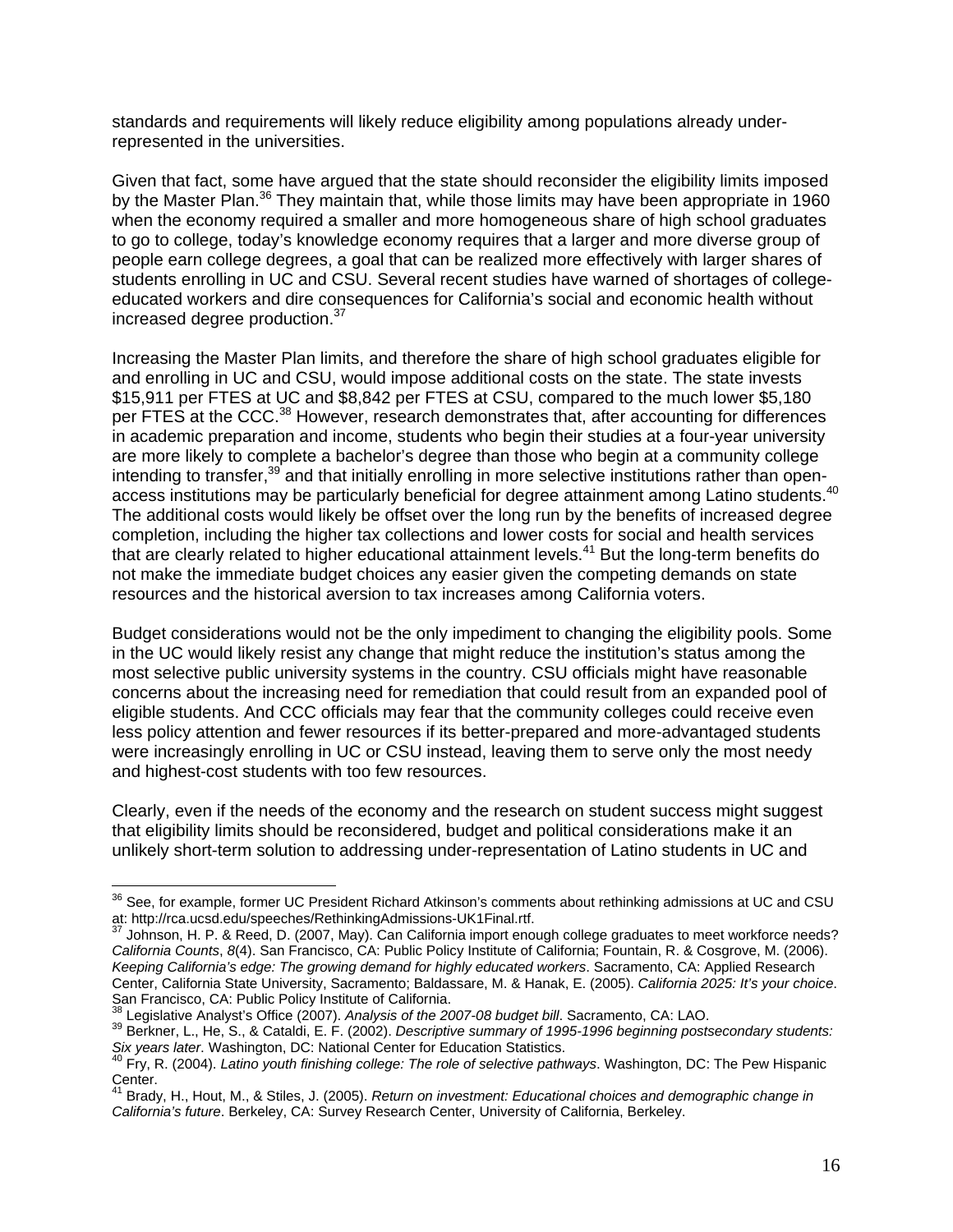standards and requirements will likely reduce eligibility among populations already under-represented in the universities.

Given that fact, some have argued that the state should reconsider the eligibility limits imposed by the Master Plan.[36] They maintain that, while those limits may have been appropriate in 1960 when the economy required a smaller and more homogeneous share of high school graduates to go to college, today's knowledge economy requires that a larger and more diverse group of people earn college degrees, a goal that can be realized more effectively with larger shares of students enrolling in UC and CSU. Several recent studies have warned of shortages of college-educated workers and dire consequences for California's social and economic health without increased degree production.[37]

Increasing the Master Plan limits, and therefore the share of high school graduates eligible for and enrolling in UC and CSU, would impose additional costs on the state. The state invests $15,911 per FTES at UC and $8,842 per FTES at CSU, compared to the much lower $5,180 per FTES at the CCC.[38] However, research demonstrates that, after accounting for differences in academic preparation and income, students who begin their studies at a four-year university are more likely to complete a bachelor's degree than those who begin at a community college intending to transfer,[39] and that initially enrolling in more selective institutions rather than open-access institutions may be particularly beneficial for degree attainment among Latino students.[40] The additional costs would likely be offset over the long run by the benefits of increased degree completion, including the higher tax collections and lower costs for social and health services that are clearly related to higher educational attainment levels.[41] But the long-term benefits do not make the immediate budget choices any easier given the competing demands on state resources and the historical aversion to tax increases among California voters.

Budget considerations would not be the only impediment to changing the eligibility pools. Some in the UC would likely resist any change that might reduce the institution's status among the most selective public university systems in the country. CSU officials might have reasonable concerns about the increasing need for remediation that could result from an expanded pool of eligible students. And CCC officials may fear that the community colleges could receive even less policy attention and fewer resources if its better-prepared and more-advantaged students were increasingly enrolling in UC or CSU instead, leaving them to serve only the most needy and highest-cost students with too few resources.

Clearly, even if the needs of the economy and the research on student success might suggest that eligibility limits should be reconsidered, budget and political considerations make it an unlikely short-term solution to addressing under-representation of Latino students in UC and

---

[36] See, for example, former UC President Richard Atkinson's comments about rethinking admissions at UC and CSU at: http://rca.ucsd.edu/speeches/RethinkingAdmissions-UK1Final.rtf.

[37] Johnson, H. P. & Reed, D. (2007, May). Can California import enough college graduates to meet workforce needs? *California Counts*, *8*(4). San Francisco, CA: Public Policy Institute of California; Fountain, R. & Cosgrove, M. (2006). *Keeping California's edge: The growing demand for highly educated workers*. Sacramento, CA: Applied Research Center, California State University, Sacramento; Baldassare, M. & Hanak, E. (2005). *California 2025: It's your choice*. San Francisco, CA: Public Policy Institute of California.

[38] Legislative Analyst's Office (2007). *Analysis of the 2007-08 budget bill*. Sacramento, CA: LAO.

[39] Berkner, L., He, S., & Cataldi, E. F. (2002). *Descriptive summary of 1995-1996 beginning postsecondary students: Six years later*. Washington, DC: National Center for Education Statistics.

[40] Fry, R. (2004). *Latino youth finishing college: The role of selective pathways*. Washington, DC: The Pew Hispanic Center.

[41] Brady, H., Hout, M., & Stiles, J. (2005). *Return on investment: Educational choices and demographic change in California's future*. Berkeley, CA: Survey Research Center, University of California, Berkeley.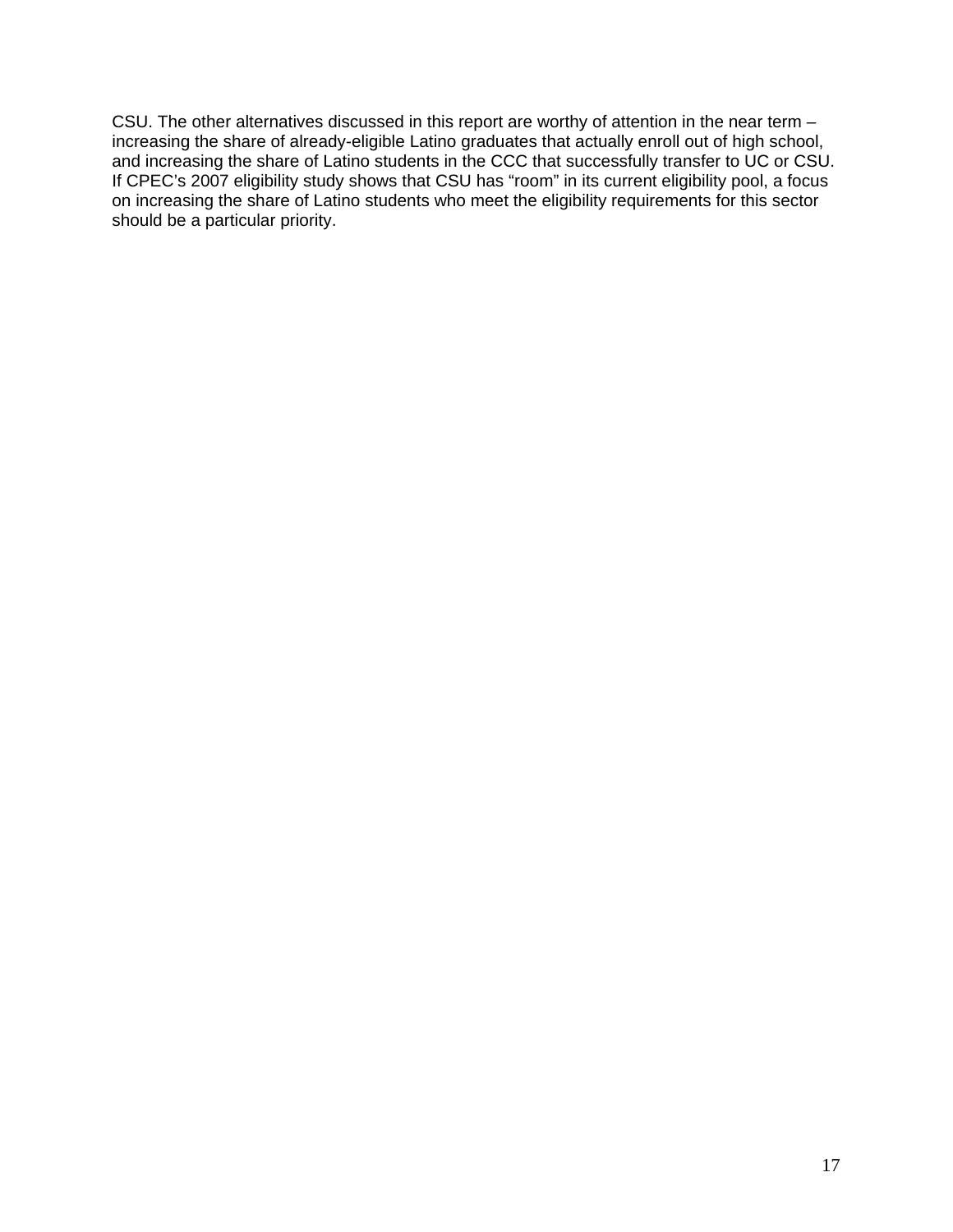CSU. The other alternatives discussed in this report are worthy of attention in the near term – increasing the share of already-eligible Latino graduates that actually enroll out of high school, and increasing the share of Latino students in the CCC that successfully transfer to UC or CSU. If CPEC's 2007 eligibility study shows that CSU has "room" in its current eligibility pool, a focus on increasing the share of Latino students who meet the eligibility requirements for this sector should be a particular priority.